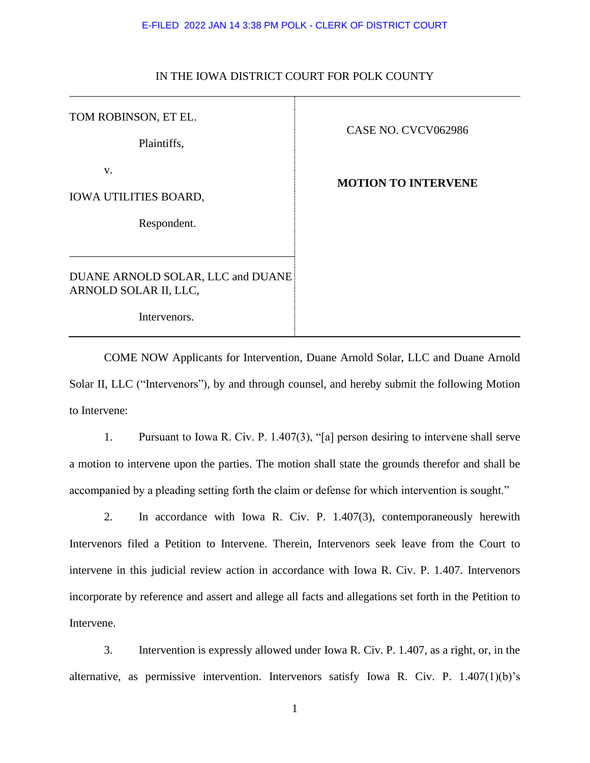E-FILED 2022 JAN 14 3:38 PM POLK - CLERK OF DISTRICT COURT

IN THE IOWA DISTRICT COURT FOR POLK COUNTY

| | |
|---|---|
| TOM ROBINSON, ET EL.<br><br>Plaintiffs,<br><br>v.<br><br>IOWA UTILITIES BOARD,<br><br>Respondent. | CASE NO. CVCV062986<br><br>**MOTION TO INTERVENE** |
| DUANE ARNOLD SOLAR, LLC and DUANE ARNOLD SOLAR II, LLC,<br><br>Intervenors. | |

COME NOW Applicants for Intervention, Duane Arnold Solar, LLC and Duane Arnold Solar II, LLC ("Intervenors"), by and through counsel, and hereby submit the following Motion to Intervene:

1. Pursuant to Iowa R. Civ. P. 1.407(3), "[a] person desiring to intervene shall serve a motion to intervene upon the parties. The motion shall state the grounds therefor and shall be accompanied by a pleading setting forth the claim or defense for which intervention is sought."

2. In accordance with Iowa R. Civ. P. 1.407(3), contemporaneously herewith Intervenors filed a Petition to Intervene. Therein, Intervenors seek leave from the Court to intervene in this judicial review action in accordance with Iowa R. Civ. P. 1.407. Intervenors incorporate by reference and assert and allege all facts and allegations set forth in the Petition to Intervene.

3. Intervention is expressly allowed under Iowa R. Civ. P. 1.407, as a right, or, in the alternative, as permissive intervention. Intervenors satisfy Iowa R. Civ. P. 1.407(1)(b)'s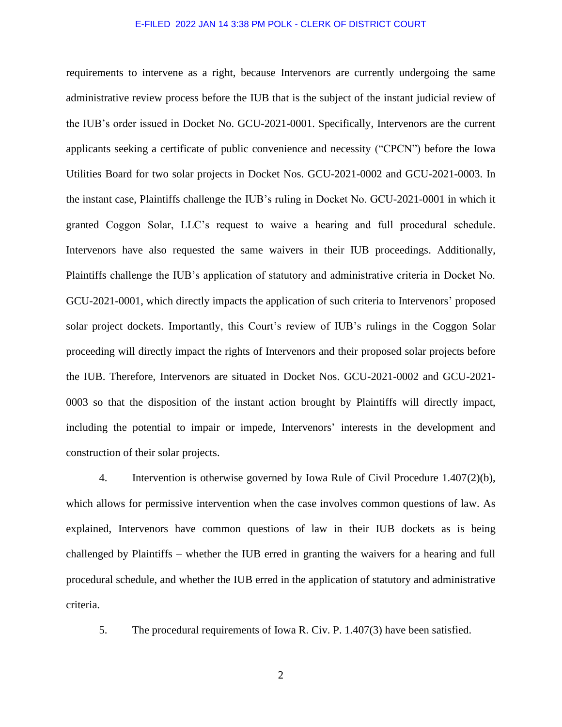requirements to intervene as a right, because Intervenors are currently undergoing the same administrative review process before the IUB that is the subject of the instant judicial review of the IUB's order issued in Docket No. GCU-2021-0001. Specifically, Intervenors are the current applicants seeking a certificate of public convenience and necessity ("CPCN") before the Iowa Utilities Board for two solar projects in Docket Nos. GCU-2021-0002 and GCU-2021-0003. In the instant case, Plaintiffs challenge the IUB's ruling in Docket No. GCU-2021-0001 in which it granted Coggon Solar, LLC's request to waive a hearing and full procedural schedule. Intervenors have also requested the same waivers in their IUB proceedings. Additionally, Plaintiffs challenge the IUB's application of statutory and administrative criteria in Docket No. GCU-2021-0001, which directly impacts the application of such criteria to Intervenors' proposed solar project dockets. Importantly, this Court's review of IUB's rulings in the Coggon Solar proceeding will directly impact the rights of Intervenors and their proposed solar projects before the IUB. Therefore, Intervenors are situated in Docket Nos. GCU-2021-0002 and GCU-2021-0003 so that the disposition of the instant action brought by Plaintiffs will directly impact, including the potential to impair or impede, Intervenors' interests in the development and construction of their solar projects.

4. Intervention is otherwise governed by Iowa Rule of Civil Procedure 1.407(2)(b), which allows for permissive intervention when the case involves common questions of law. As explained, Intervenors have common questions of law in their IUB dockets as is being challenged by Plaintiffs – whether the IUB erred in granting the waivers for a hearing and full procedural schedule, and whether the IUB erred in the application of statutory and administrative criteria.

5. The procedural requirements of Iowa R. Civ. P. 1.407(3) have been satisfied.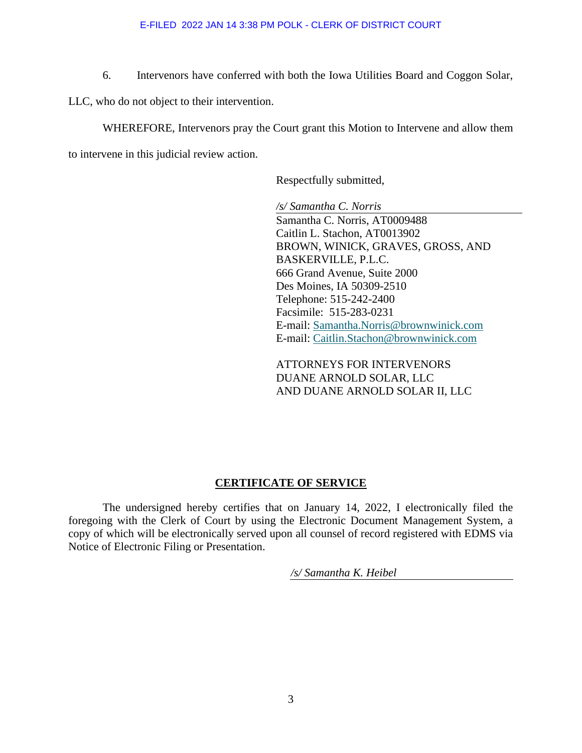6. Intervenors have conferred with both the Iowa Utilities Board and Coggon Solar, LLC, who do not object to their intervention.

WHEREFORE, Intervenors pray the Court grant this Motion to Intervene and allow them to intervene in this judicial review action.

Respectfully submitted,

*/s/ Samantha C. Norris*
Samantha C. Norris, AT0009488
Caitlin L. Stachon, AT0013902
BROWN, WINICK, GRAVES, GROSS, AND BASKERVILLE, P.L.C.
666 Grand Avenue, Suite 2000
Des Moines, IA 50309-2510
Telephone: 515-242-2400
Facsimile: 515-283-0231
E-mail: Samantha.Norris@brownwinick.com
E-mail: Caitlin.Stachon@brownwinick.com

ATTORNEYS FOR INTERVENORS
DUANE ARNOLD SOLAR, LLC
AND DUANE ARNOLD SOLAR II, LLC

**CERTIFICATE OF SERVICE**

The undersigned hereby certifies that on January 14, 2022, I electronically filed the foregoing with the Clerk of Court by using the Electronic Document Management System, a copy of which will be electronically served upon all counsel of record registered with EDMS via Notice of Electronic Filing or Presentation.

*/s/ Samantha K. Heibel*